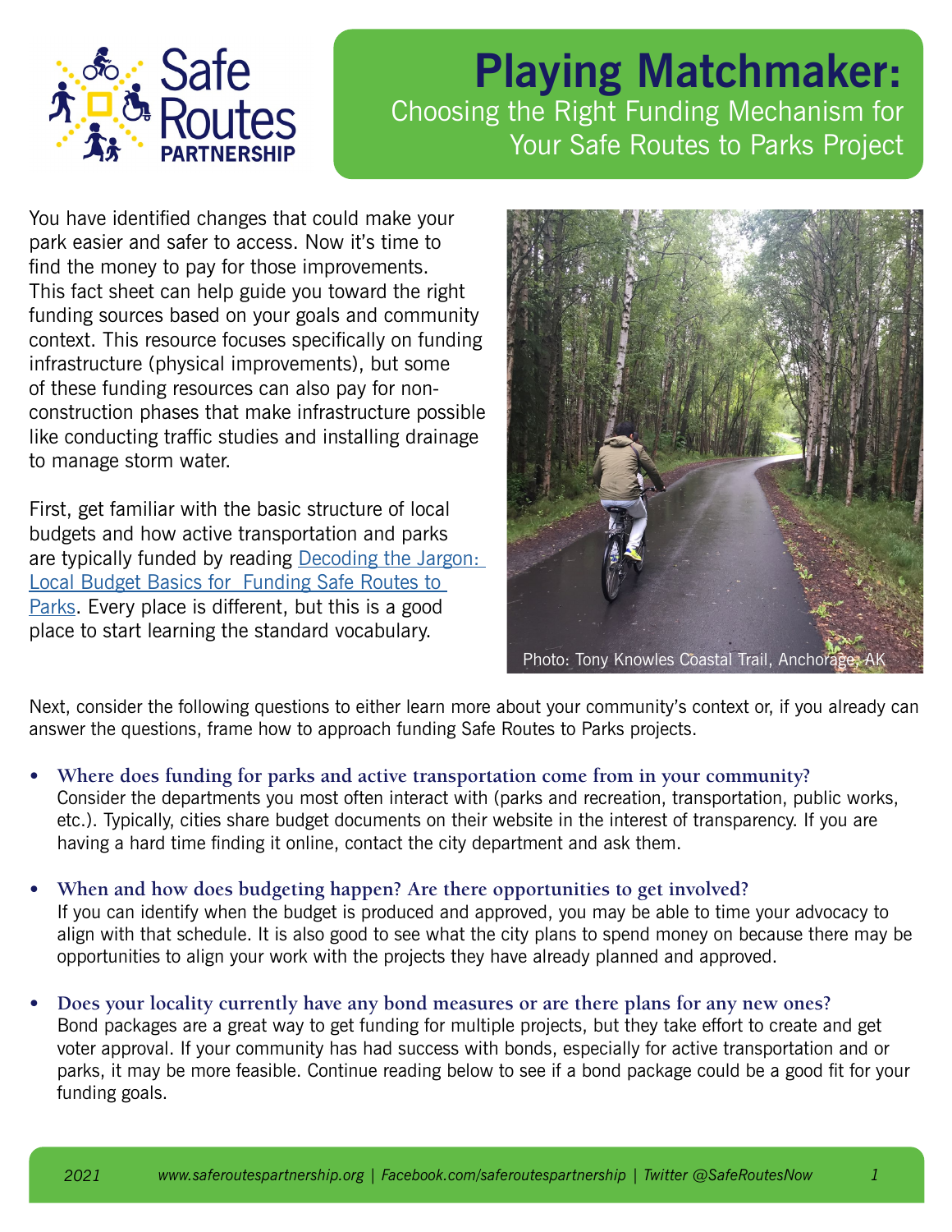# Playing Matchmaker:

## Choosing the Right Funding Mechanism for Your Safe Routes to Parks Project

You have identified changes that could make your park easier and safer to access. Now it's time to find the money to pay for those improvements. This fact sheet can help guide you toward the right funding sources based on your goals and community context. This resource focuses specifically on funding infrastructure (physical improvements), but some of these funding resources can also pay for non-construction phases that make infrastructure possible like conducting traffic studies and installing drainage to manage storm water.

First, get familiar with the basic structure of local budgets and how active transportation and parks are typically funded by reading [Decoding the Jargon: Local Budget Basics for Funding Safe Routes to Parks](). Every place is different, but this is a good place to start learning the standard vocabulary.

Photo: Tony Knowles Coastal Trail, Anchorage, AK

Next, consider the following questions to either learn more about your community's context or, if you already can answer the questions, frame how to approach funding Safe Routes to Parks projects.

- **Where does funding for parks and active transportation come from in your community?** Consider the departments you most often interact with (parks and recreation, transportation, public works, etc.). Typically, cities share budget documents on their website in the interest of transparency. If you are having a hard time finding it online, contact the city department and ask them.

- **When and how does budgeting happen? Are there opportunities to get involved?** If you can identify when the budget is produced and approved, you may be able to time your advocacy to align with that schedule. It is also good to see what the city plans to spend money on because there may be opportunities to align your work with the projects they have already planned and approved.

- **Does your locality currently have any bond measures or are there plans for any new ones?** Bond packages are a great way to get funding for multiple projects, but they take effort to create and get voter approval. If your community has had success with bonds, especially for active transportation and or parks, it may be more feasible. Continue reading below to see if a bond package could be a good fit for your funding goals.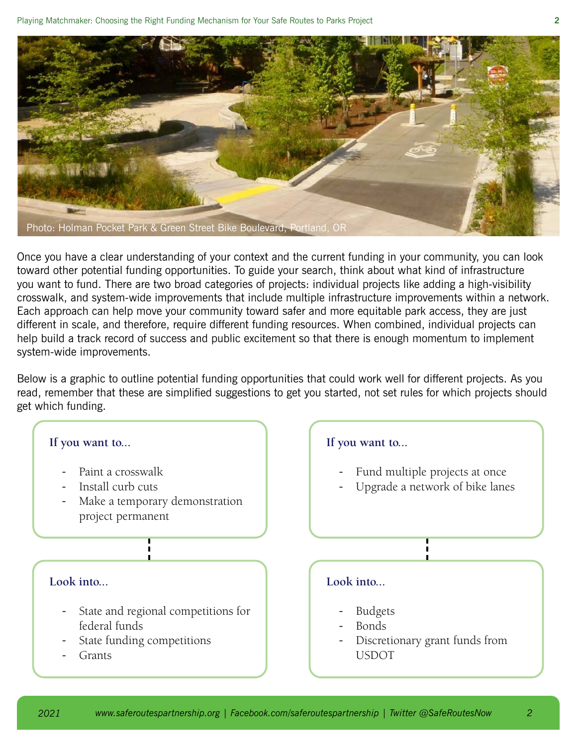Photo: Holman Pocket Park & Green Street Bike Boulevard, Portland, OR

Once you have a clear understanding of your context and the current funding in your community, you can look toward other potential funding opportunities. To guide your search, think about what kind of infrastructure you want to fund. There are two broad categories of projects: individual projects like adding a high-visibility crosswalk, and system-wide improvements that include multiple infrastructure improvements within a network. Each approach can help move your community toward safer and more equitable park access, they are just different in scale, and therefore, require different funding resources. When combined, individual projects can help build a track record of success and public excitement so that there is enough momentum to implement system-wide improvements.

Below is a graphic to outline potential funding opportunities that could work well for different projects. As you read, remember that these are simplified suggestions to get you started, not set rules for which projects should get which funding.

**If you want to...**

- Paint a crosswalk
- Install curb cuts
- Make a temporary demonstration project permanent

**Look into...**

- State and regional competitions for federal funds
- State funding competitions
- Grants

**If you want to...**

- Fund multiple projects at once
- Upgrade a network of bike lanes

**Look into...**

- Budgets
- Bonds
- Discretionary grant funds from USDOT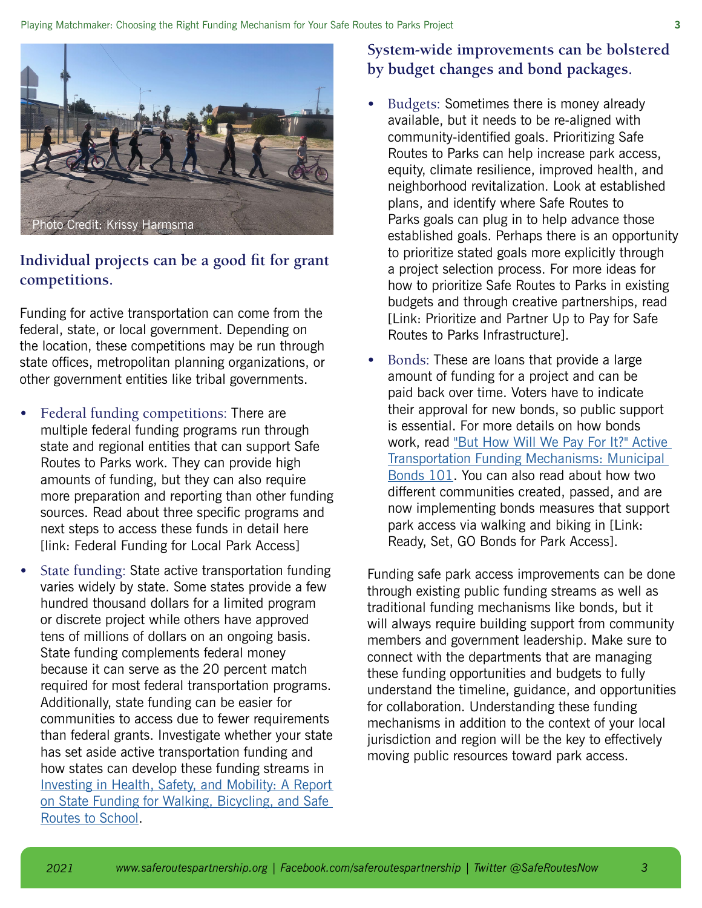Photo Credit: Krissy Harmsma

## Individual projects can be a good fit for grant competitions.

Funding for active transportation can come from the federal, state, or local government. Depending on the location, these competitions may be run through state offices, metropolitan planning organizations, or other government entities like tribal governments.

- Federal funding competitions: There are multiple federal funding programs run through state and regional entities that can support Safe Routes to Parks work. They can provide high amounts of funding, but they can also require more preparation and reporting than other funding sources. Read about three specific programs and next steps to access these funds in detail here [link: Federal Funding for Local Park Access]
- State funding: State active transportation funding varies widely by state. Some states provide a few hundred thousand dollars for a limited program or discrete project while others have approved tens of millions of dollars on an ongoing basis. State funding complements federal money because it can serve as the 20 percent match required for most federal transportation programs. Additionally, state funding can be easier for communities to access due to fewer requirements than federal grants. Investigate whether your state has set aside active transportation funding and how states can develop these funding streams in Investing in Health, Safety, and Mobility: A Report on State Funding for Walking, Bicycling, and Safe Routes to School.

## System-wide improvements can be bolstered by budget changes and bond packages.

- Budgets: Sometimes there is money already available, but it needs to be re-aligned with community-identified goals. Prioritizing Safe Routes to Parks can help increase park access, equity, climate resilience, improved health, and neighborhood revitalization. Look at established plans, and identify where Safe Routes to Parks goals can plug in to help advance those established goals. Perhaps there is an opportunity to prioritize stated goals more explicitly through a project selection process. For more ideas for how to prioritize Safe Routes to Parks in existing budgets and through creative partnerships, read [Link: Prioritize and Partner Up to Pay for Safe Routes to Parks Infrastructure].
- Bonds: These are loans that provide a large amount of funding for a project and can be paid back over time. Voters have to indicate their approval for new bonds, so public support is essential. For more details on how bonds work, read "But How Will We Pay For It?" Active Transportation Funding Mechanisms: Municipal Bonds 101. You can also read about how two different communities created, passed, and are now implementing bonds measures that support park access via walking and biking in [Link: Ready, Set, GO Bonds for Park Access].

Funding safe park access improvements can be done through existing public funding streams as well as traditional funding mechanisms like bonds, but it will always require building support from community members and government leadership. Make sure to connect with the departments that are managing these funding opportunities and budgets to fully understand the timeline, guidance, and opportunities for collaboration. Understanding these funding mechanisms in addition to the context of your local jurisdiction and region will be the key to effectively moving public resources toward park access.